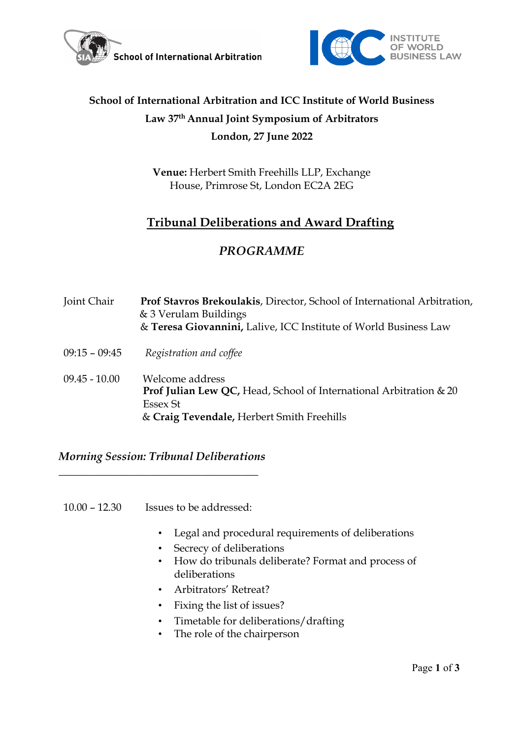School of International Arbitration

INSTITUTE OF WORLD BUSINESS LAW

**School of International Arbitration and ICC Institute of World Business Law 37th Annual Joint Symposium of Arbitrators**

**London, 27 June 2022**

**Venue:** Herbert Smith Freehills LLP, Exchange House, Primrose St, London EC2A 2EG

# Tribunal Deliberations and Award Drafting

## *PROGRAMME*

| | |
|---|---|
| Joint Chair | **Prof Stavros Brekoulakis**, Director, School of International Arbitration, & 3 Verulam Buildings & **Teresa Giovannini,** Lalive, ICC Institute of World Business Law |
| 09:15 – 09:45 | *Registration and coffee* |
| 09.45 - 10.00 | Welcome address **Prof Julian Lew QC,** Head, School of International Arbitration & 20 Essex St & **Craig Tevendale,** Herbert Smith Freehills |

### *Morning Session: Tribunal Deliberations*

10.00 – 12.30 Issues to be addressed:

- Legal and procedural requirements of deliberations
- Secrecy of deliberations
- How do tribunals deliberate? Format and process of deliberations
- Arbitrators' Retreat?
- Fixing the list of issues?
- Timetable for deliberations/drafting
- The role of the chairperson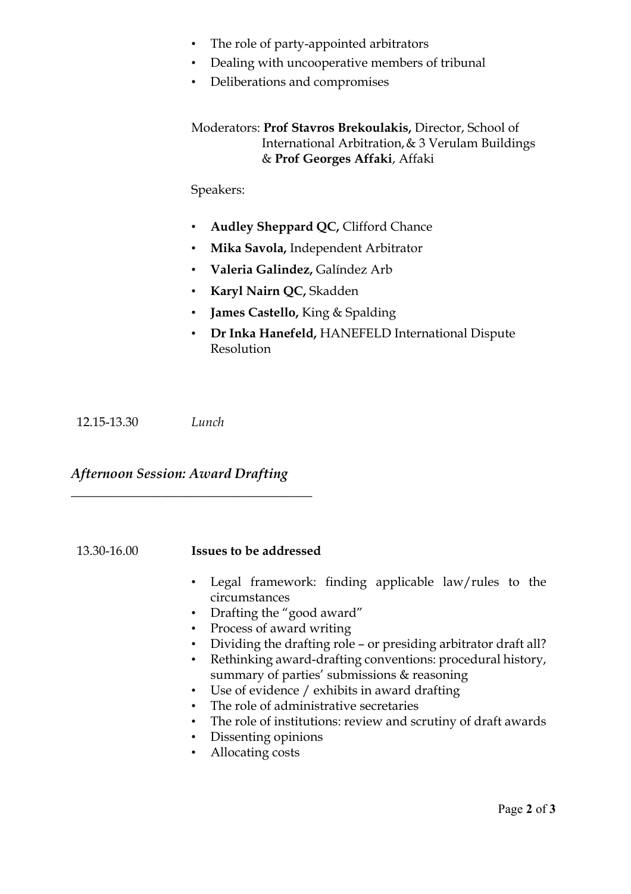- The role of party-appointed arbitrators
- Dealing with uncooperative members of tribunal
- Deliberations and compromises

Moderators: **Prof Stavros Brekoulakis,** Director, School of International Arbitration, & 3 Verulam Buildings & **Prof Georges Affaki**, Affaki

Speakers:

- **Audley Sheppard QC,** Clifford Chance
- **Mika Savola,** Independent Arbitrator
- **Valeria Galindez,** Galíndez Arb
- **Karyl Nairn QC,** Skadden
- **James Castello,** King & Spalding
- **Dr Inka Hanefeld,** HANEFELD International Dispute Resolution

12.15-13.30 *Lunch*

## *Afternoon Session: Award Drafting*

13.30-16.00 **Issues to be addressed**

- Legal framework: finding applicable law/rules to the circumstances
- Drafting the "good award"
- Process of award writing
- Dividing the drafting role – or presiding arbitrator draft all?
- Rethinking award-drafting conventions: procedural history, summary of parties' submissions & reasoning
- Use of evidence / exhibits in award drafting
- The role of administrative secretaries
- The role of institutions: review and scrutiny of draft awards
- Dissenting opinions
- Allocating costs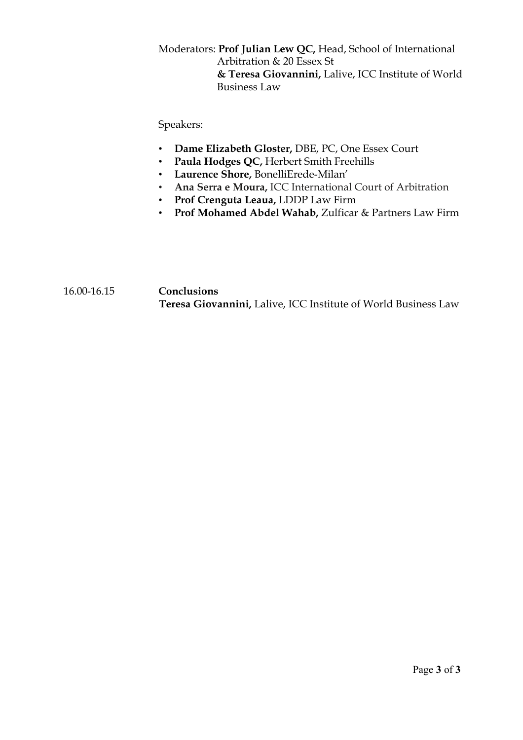Moderators: **Prof Julian Lew QC,** Head, School of International Arbitration & 20 Essex St
**& Teresa Giovannini,** Lalive, ICC Institute of World Business Law

Speakers:

- **Dame Elizabeth Gloster,** DBE, PC, One Essex Court
- **Paula Hodges QC,** Herbert Smith Freehills
- **Laurence Shore,** BonelliErede-Milan'
- **Ana Serra e Moura,** ICC International Court of Arbitration
- **Prof Crenguta Leaua,** LDDP Law Firm
- **Prof Mohamed Abdel Wahab,** Zulficar & Partners Law Firm

16.00-16.15 **Conclusions**
**Teresa Giovannini,** Lalive, ICC Institute of World Business Law